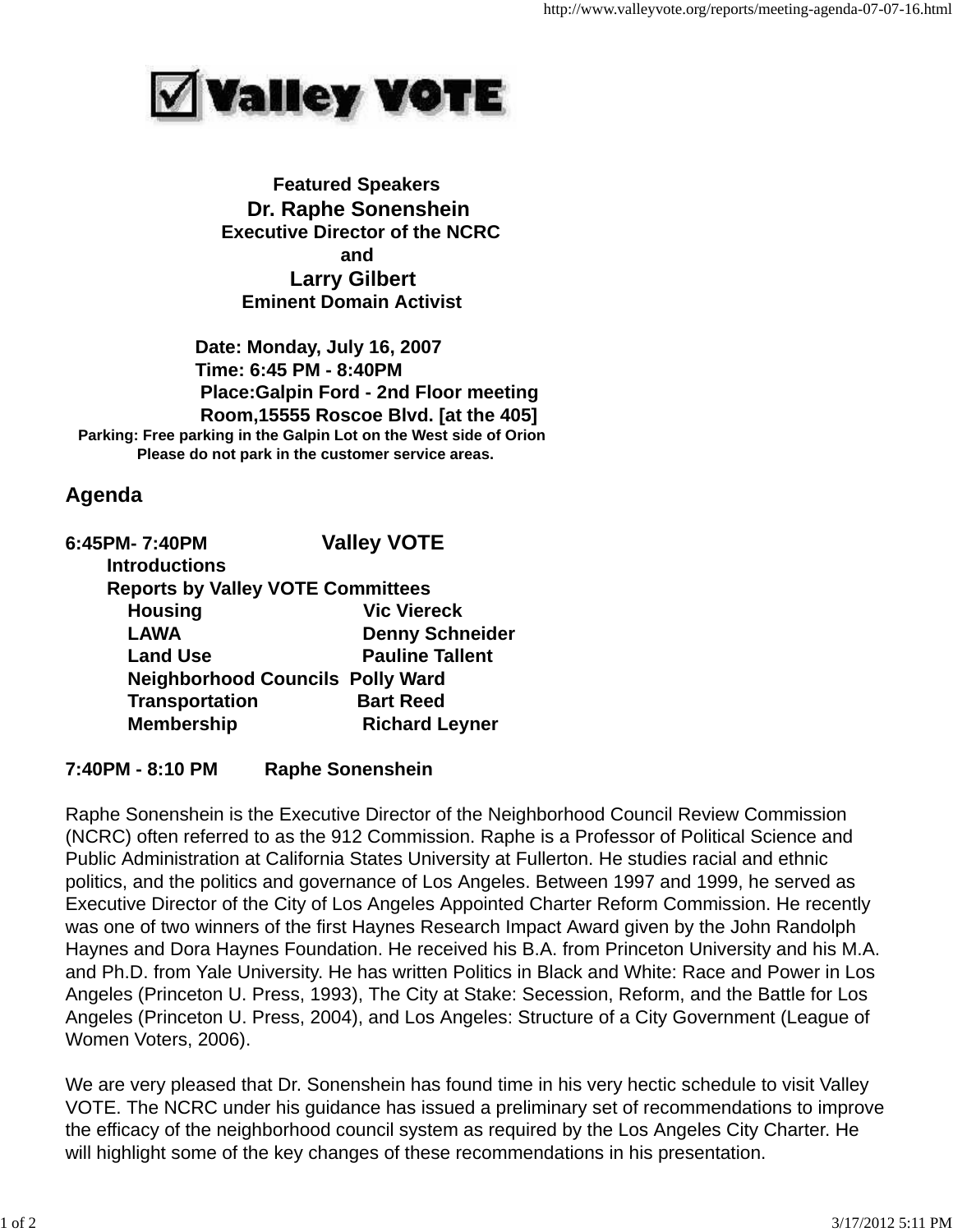# ☑ Valley VOTE

**Featured Speakers**

**Dr. Raphe Sonenshein**

**Executive Director of the NCRC**

**and**

**Larry Gilbert**

**Eminent Domain Activist**

**Date: Monday, July 16, 2007**
**Time: 6:45 PM - 8:40PM**
**Place:Galpin Ford - 2nd Floor meeting Room,15555 Roscoe Blvd. [at the 405]**
**Parking: Free parking in the Galpin Lot on the West side of Orion**
**Please do not park in the customer service areas.**

## Agenda

**6:45PM- 7:40PM Valley VOTE**

- **Introductions**
- **Reports by Valley VOTE Committees**
  - **Housing** — **Vic Viereck**
  - **LAWA** — **Denny Schneider**
  - **Land Use** — **Pauline Tallent**
  - **Neighborhood Councils** — **Polly Ward**
  - **Transportation** — **Bart Reed**
  - **Membership** — **Richard Leyner**

**7:40PM - 8:10 PM Raphe Sonenshein**

Raphe Sonenshein is the Executive Director of the Neighborhood Council Review Commission (NCRC) often referred to as the 912 Commission. Raphe is a Professor of Political Science and Public Administration at California States University at Fullerton. He studies racial and ethnic politics, and the politics and governance of Los Angeles. Between 1997 and 1999, he served as Executive Director of the City of Los Angeles Appointed Charter Reform Commission. He recently was one of two winners of the first Haynes Research Impact Award given by the John Randolph Haynes and Dora Haynes Foundation. He received his B.A. from Princeton University and his M.A. and Ph.D. from Yale University. He has written Politics in Black and White: Race and Power in Los Angeles (Princeton U. Press, 1993), The City at Stake: Secession, Reform, and the Battle for Los Angeles (Princeton U. Press, 2004), and Los Angeles: Structure of a City Government (League of Women Voters, 2006).

We are very pleased that Dr. Sonenshein has found time in his very hectic schedule to visit Valley VOTE. The NCRC under his guidance has issued a preliminary set of recommendations to improve the efficacy of the neighborhood council system as required by the Los Angeles City Charter. He will highlight some of the key changes of these recommendations in his presentation.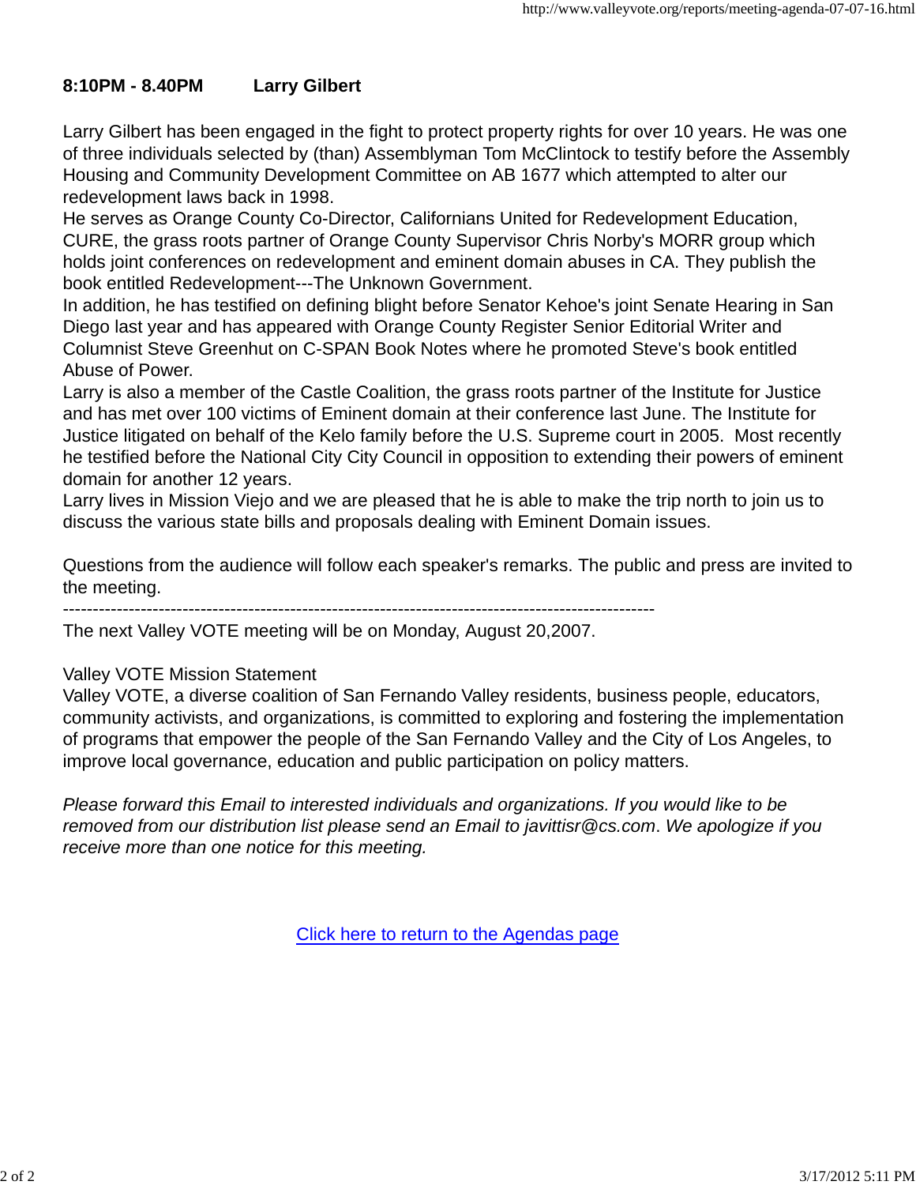**8:10PM - 8.40PM Larry Gilbert**

Larry Gilbert has been engaged in the fight to protect property rights for over 10 years. He was one of three individuals selected by (than) Assemblyman Tom McClintock to testify before the Assembly Housing and Community Development Committee on AB 1677 which attempted to alter our redevelopment laws back in 1998.
He serves as Orange County Co-Director, Californians United for Redevelopment Education, CURE, the grass roots partner of Orange County Supervisor Chris Norby's MORR group which holds joint conferences on redevelopment and eminent domain abuses in CA. They publish the book entitled Redevelopment---The Unknown Government.
In addition, he has testified on defining blight before Senator Kehoe's joint Senate Hearing in San Diego last year and has appeared with Orange County Register Senior Editorial Writer and Columnist Steve Greenhut on C-SPAN Book Notes where he promoted Steve's book entitled Abuse of Power.
Larry is also a member of the Castle Coalition, the grass roots partner of the Institute for Justice and has met over 100 victims of Eminent domain at their conference last June. The Institute for Justice litigated on behalf of the Kelo family before the U.S. Supreme court in 2005. Most recently he testified before the National City City Council in opposition to extending their powers of eminent domain for another 12 years.
Larry lives in Mission Viejo and we are pleased that he is able to make the trip north to join us to discuss the various state bills and proposals dealing with Eminent Domain issues.

Questions from the audience will follow each speaker's remarks. The public and press are invited to the meeting.

---

The next Valley VOTE meeting will be on Monday, August 20,2007.

Valley VOTE Mission Statement
Valley VOTE, a diverse coalition of San Fernando Valley residents, business people, educators, community activists, and organizations, is committed to exploring and fostering the implementation of programs that empower the people of the San Fernando Valley and the City of Los Angeles, to improve local governance, education and public participation on policy matters.

*Please forward this Email to interested individuals and organizations. If you would like to be removed from our distribution list please send an Email to javittisr@cs.com. We apologize if you receive more than one notice for this meeting.*

Click here to return to the Agendas page